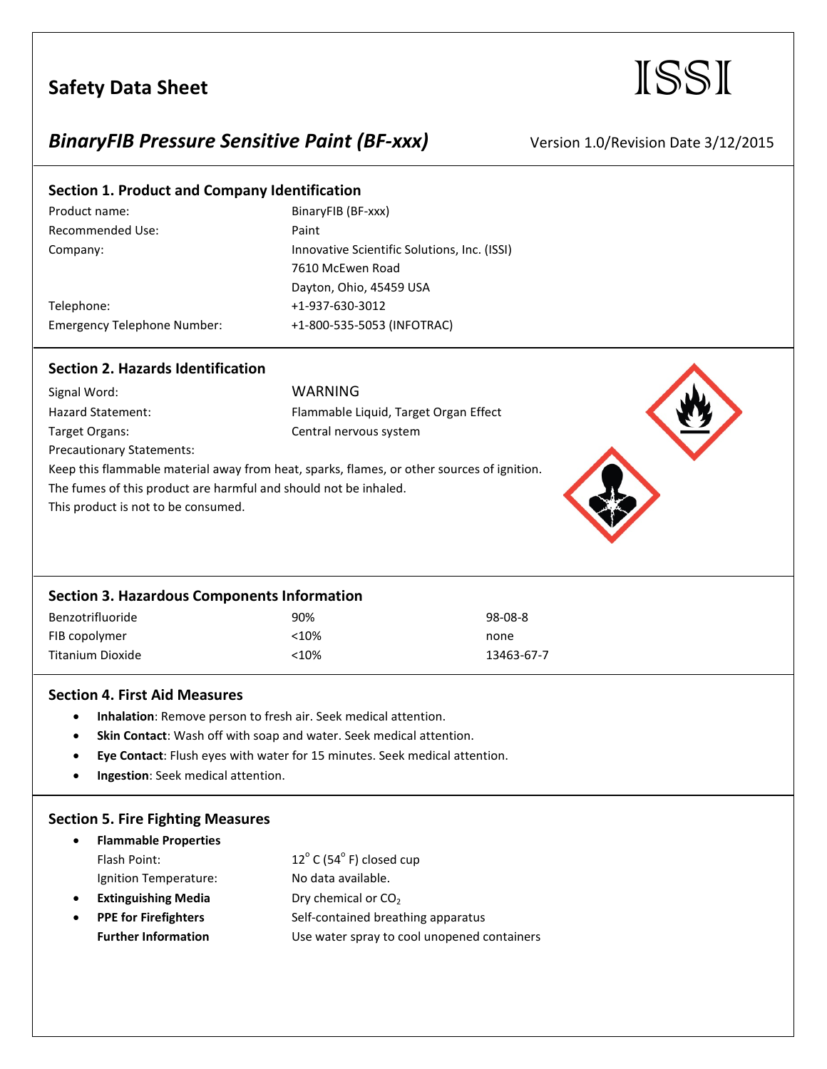# Safety Data Sheet

ISSI

## *BinaryFIB Pressure Sensitive Paint (BF-xxx)*

Version 1.0/Revision Date 3/12/2015

## Section 1. Product and Company Identification

| | |
|---|---|
| Product name: | BinaryFIB (BF-xxx) |
| Recommended Use: | Paint |
| Company: | Innovative Scientific Solutions, Inc. (ISSI)<br>7610 McEwen Road<br>Dayton, Ohio, 45459 USA |
| Telephone: | +1-937-630-3012 |
| Emergency Telephone Number: | +1-800-535-5053 (INFOTRAC) |

## Section 2. Hazards Identification

| | |
|---|---|
| Signal Word: | WARNING |
| Hazard Statement: | Flammable Liquid, Target Organ Effect |
| Target Organs: | Central nervous system |

Precautionary Statements:

Keep this flammable material away from heat, sparks, flames, or other sources of ignition.
The fumes of this product are harmful and should not be inhaled.
This product is not to be consumed.

## Section 3. Hazardous Components Information

| | | |
|---|---|---|
| Benzotrifluoride | 90% | 98-08-8 |
| FIB copolymer | <10% | none |
| Titanium Dioxide | <10% | 13463-67-7 |

## Section 4. First Aid Measures

- **Inhalation**: Remove person to fresh air. Seek medical attention.
- **Skin Contact**: Wash off with soap and water. Seek medical attention.
- **Eye Contact**: Flush eyes with water for 15 minutes. Seek medical attention.
- **Ingestion**: Seek medical attention.

## Section 5. Fire Fighting Measures

- **Flammable Properties**
  - Flash Point: 12° C (54° F) closed cup
  - Ignition Temperature: No data available.
- **Extinguishing Media**: Dry chemical or $CO_2$
- **PPE for Firefighters**: Self-contained breathing apparatus

  **Further Information**: Use water spray to cool unopened containers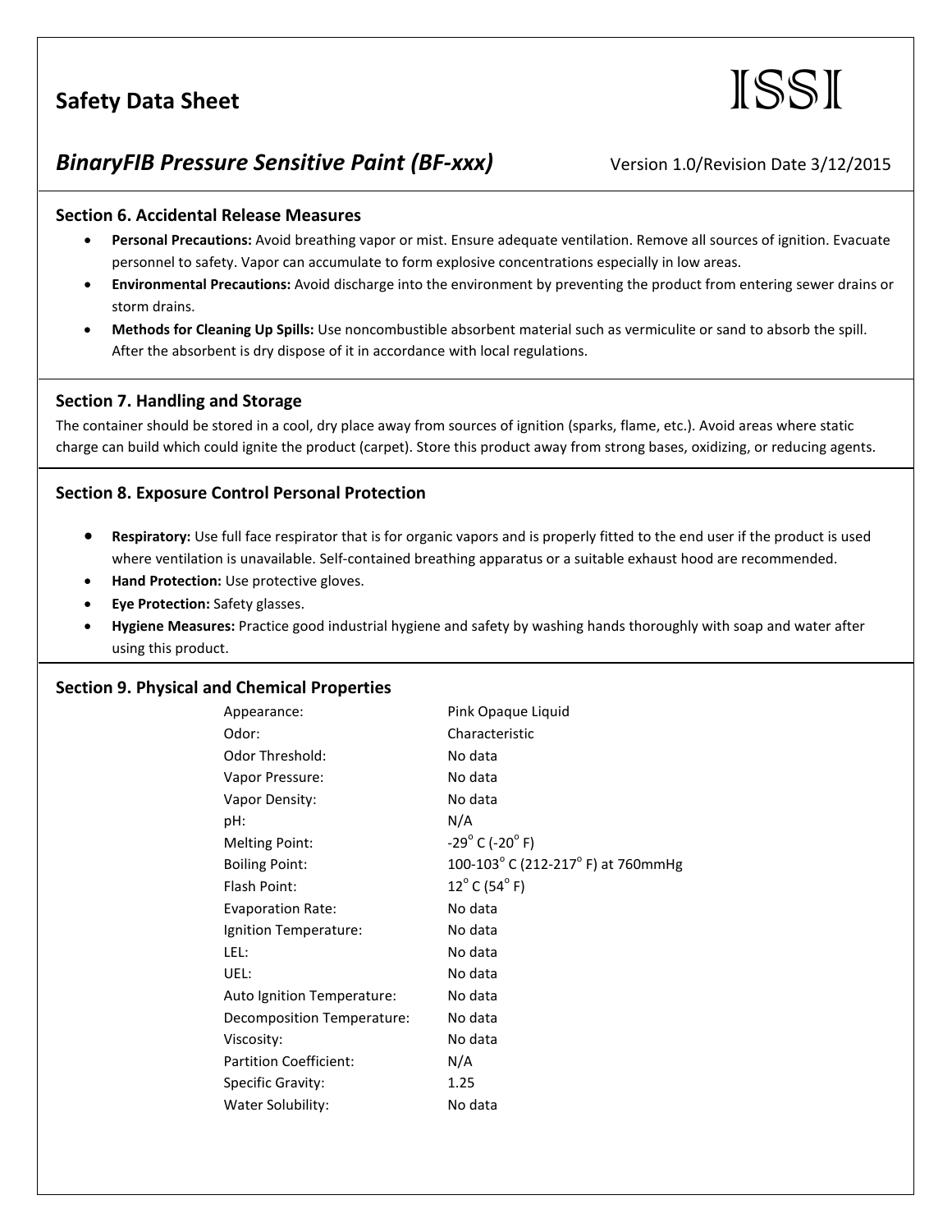## Section 6. Accidental Release Measures

- **Personal Precautions:** Avoid breathing vapor or mist. Ensure adequate ventilation. Remove all sources of ignition. Evacuate personnel to safety. Vapor can accumulate to form explosive concentrations especially in low areas.
- **Environmental Precautions:** Avoid discharge into the environment by preventing the product from entering sewer drains or storm drains.
- **Methods for Cleaning Up Spills:** Use noncombustible absorbent material such as vermiculite or sand to absorb the spill. After the absorbent is dry dispose of it in accordance with local regulations.

## Section 7. Handling and Storage

The container should be stored in a cool, dry place away from sources of ignition (sparks, flame, etc.). Avoid areas where static charge can build which could ignite the product (carpet). Store this product away from strong bases, oxidizing, or reducing agents.

## Section 8. Exposure Control Personal Protection

- **Respiratory:** Use full face respirator that is for organic vapors and is properly fitted to the end user if the product is used where ventilation is unavailable. Self-contained breathing apparatus or a suitable exhaust hood are recommended.
- **Hand Protection:** Use protective gloves.
- **Eye Protection:** Safety glasses.
- **Hygiene Measures:** Practice good industrial hygiene and safety by washing hands thoroughly with soap and water after using this product.

## Section 9. Physical and Chemical Properties

| Property | Value |
|---|---|
| Appearance: | Pink Opaque Liquid |
| Odor: | Characteristic |
| Odor Threshold: | No data |
| Vapor Pressure: | No data |
| Vapor Density: | No data |
| pH: | N/A |
| Melting Point: | -29° C (-20° F) |
| Boiling Point: | 100-103° C (212-217° F) at 760mmHg |
| Flash Point: | 12° C (54° F) |
| Evaporation Rate: | No data |
| Ignition Temperature: | No data |
| LEL: | No data |
| UEL: | No data |
| Auto Ignition Temperature: | No data |
| Decomposition Temperature: | No data |
| Viscosity: | No data |
| Partition Coefficient: | N/A |
| Specific Gravity: | 1.25 |
| Water Solubility: | No data |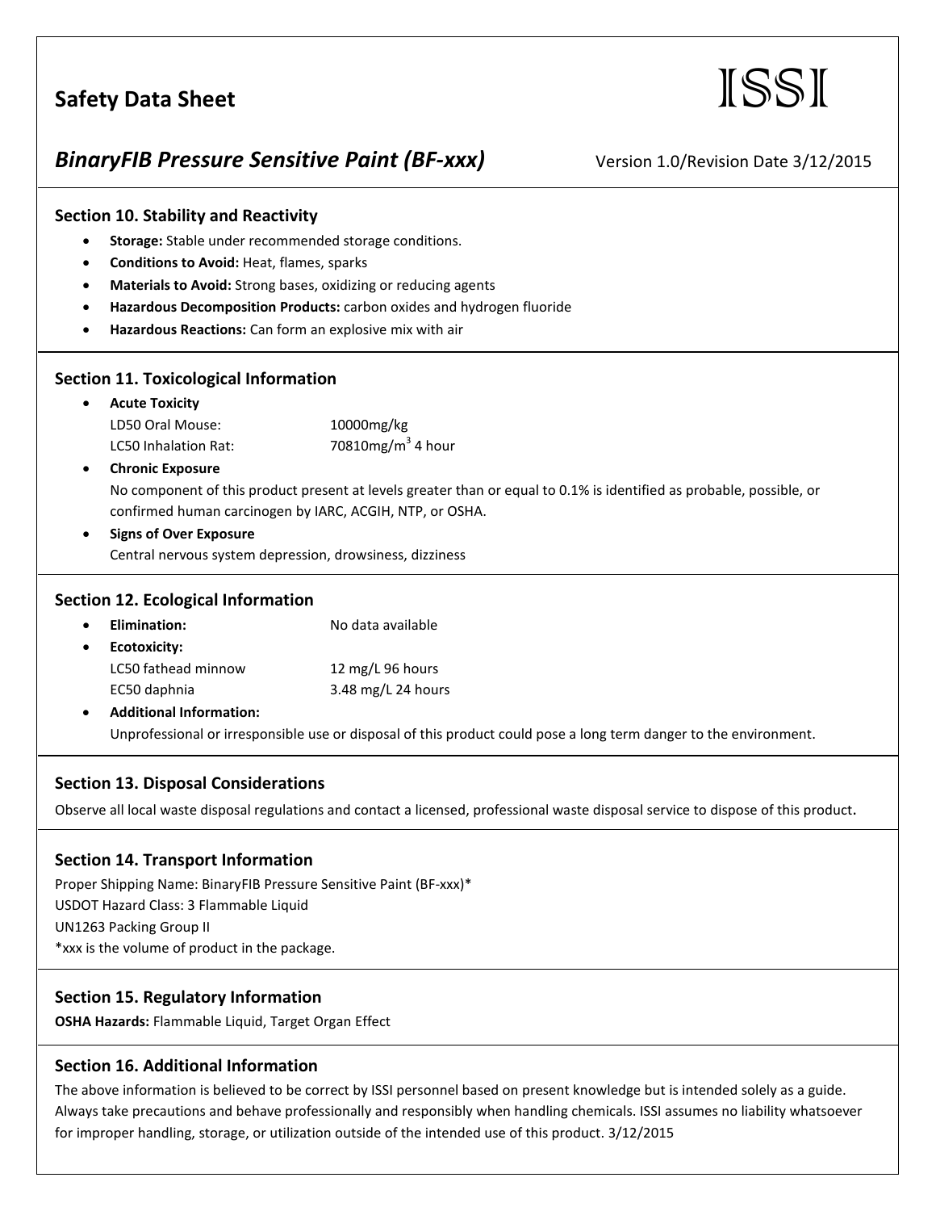## Section 10. Stability and Reactivity

- **Storage:** Stable under recommended storage conditions.
- **Conditions to Avoid:** Heat, flames, sparks
- **Materials to Avoid:** Strong bases, oxidizing or reducing agents
- **Hazardous Decomposition Products:** carbon oxides and hydrogen fluoride
- **Hazardous Reactions:** Can form an explosive mix with air

## Section 11. Toxicological Information

- **Acute Toxicity**

  LD50 Oral Mouse: 10000mg/kg

  LC50 Inhalation Rat: 70810mg/m$^3$ 4 hour

- **Chronic Exposure**

  No component of this product present at levels greater than or equal to 0.1% is identified as probable, possible, or confirmed human carcinogen by IARC, ACGIH, NTP, or OSHA.

- **Signs of Over Exposure**

  Central nervous system depression, drowsiness, dizziness

## Section 12. Ecological Information

- **Elimination:** No data available
- **Ecotoxicity:**

  LC50 fathead minnow 12 mg/L 96 hours

  EC50 daphnia 3.48 mg/L 24 hours

- **Additional Information:**

  Unprofessional or irresponsible use or disposal of this product could pose a long term danger to the environment.

## Section 13. Disposal Considerations

Observe all local waste disposal regulations and contact a licensed, professional waste disposal service to dispose of this product.

## Section 14. Transport Information

Proper Shipping Name: BinaryFIB Pressure Sensitive Paint (BF-xxx)*

USDOT Hazard Class: 3 Flammable Liquid

UN1263 Packing Group II

*xxx is the volume of product in the package.

## Section 15. Regulatory Information

**OSHA Hazards:** Flammable Liquid, Target Organ Effect

## Section 16. Additional Information

The above information is believed to be correct by ISSI personnel based on present knowledge but is intended solely as a guide. Always take precautions and behave professionally and responsibly when handling chemicals. ISSI assumes no liability whatsoever for improper handling, storage, or utilization outside of the intended use of this product. 3/12/2015